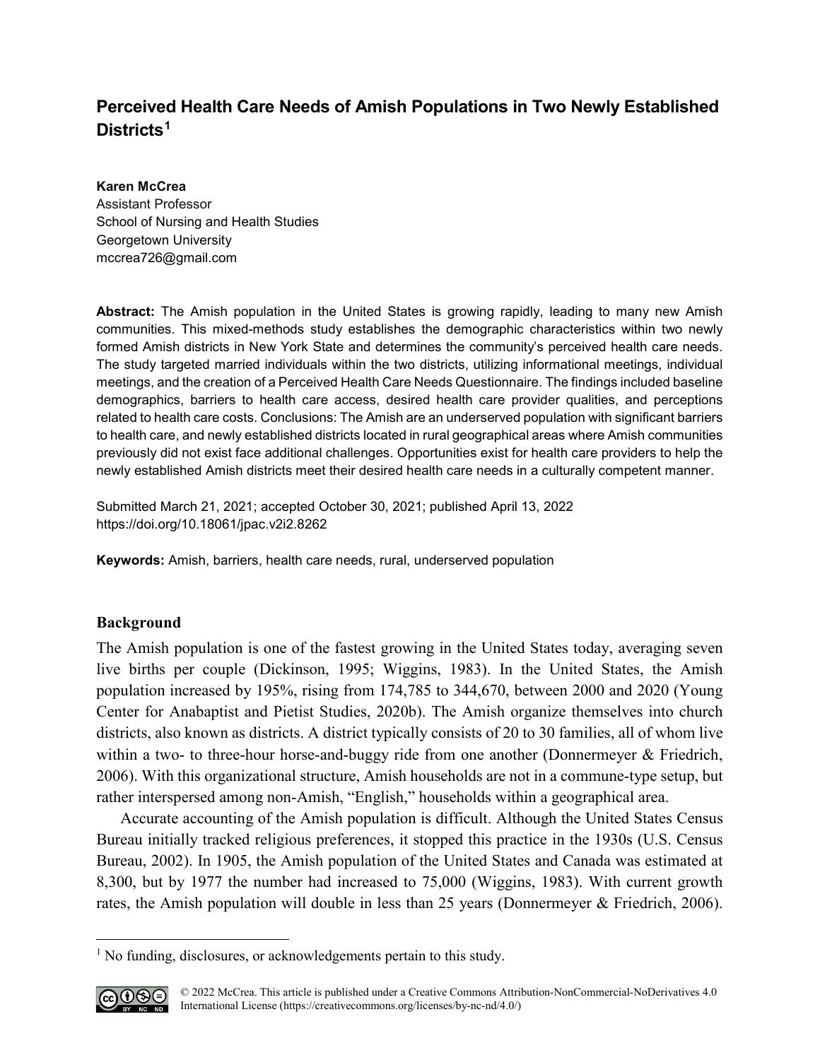# Perceived Health Care Needs of Amish Populations in Two Newly Established Districts[1]

**Karen McCrea**
Assistant Professor
School of Nursing and Health Studies
Georgetown University
mccrea726@gmail.com

**Abstract:** The Amish population in the United States is growing rapidly, leading to many new Amish communities. This mixed-methods study establishes the demographic characteristics within two newly formed Amish districts in New York State and determines the community's perceived health care needs. The study targeted married individuals within the two districts, utilizing informational meetings, individual meetings, and the creation of a Perceived Health Care Needs Questionnaire. The findings included baseline demographics, barriers to health care access, desired health care provider qualities, and perceptions related to health care costs. Conclusions: The Amish are an underserved population with significant barriers to health care, and newly established districts located in rural geographical areas where Amish communities previously did not exist face additional challenges. Opportunities exist for health care providers to help the newly established Amish districts meet their desired health care needs in a culturally competent manner.

Submitted March 21, 2021; accepted October 30, 2021; published April 13, 2022
https://doi.org/10.18061/jpac.v2i2.8262

**Keywords:** Amish, barriers, health care needs, rural, underserved population

## Background

The Amish population is one of the fastest growing in the United States today, averaging seven live births per couple (Dickinson, 1995; Wiggins, 1983). In the United States, the Amish population increased by 195%, rising from 174,785 to 344,670, between 2000 and 2020 (Young Center for Anabaptist and Pietist Studies, 2020b). The Amish organize themselves into church districts, also known as districts. A district typically consists of 20 to 30 families, all of whom live within a two- to three-hour horse-and-buggy ride from one another (Donnermeyer & Friedrich, 2006). With this organizational structure, Amish households are not in a commune-type setup, but rather interspersed among non-Amish, "English," households within a geographical area.

Accurate accounting of the Amish population is difficult. Although the United States Census Bureau initially tracked religious preferences, it stopped this practice in the 1930s (U.S. Census Bureau, 2002). In 1905, the Amish population of the United States and Canada was estimated at 8,300, but by 1977 the number had increased to 75,000 (Wiggins, 1983). With current growth rates, the Amish population will double in less than 25 years (Donnermeyer & Friedrich, 2006).

[1] No funding, disclosures, or acknowledgements pertain to this study.

© 2022 McCrea. This article is published under a Creative Commons Attribution-NonCommercial-NoDerivatives 4.0 International License (https://creativecommons.org/licenses/by-nc-nd/4.0/)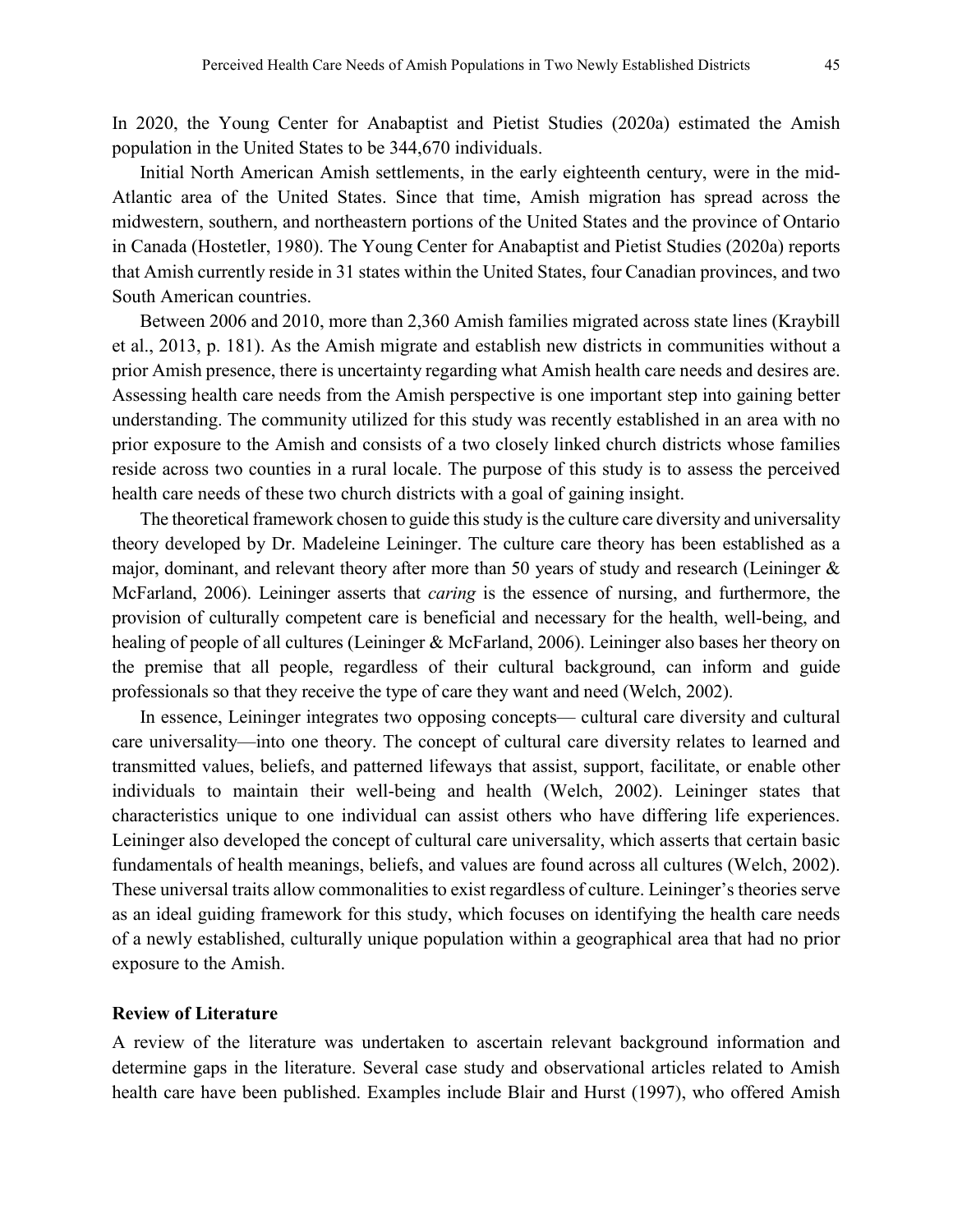In 2020, the Young Center for Anabaptist and Pietist Studies (2020a) estimated the Amish population in the United States to be 344,670 individuals.

Initial North American Amish settlements, in the early eighteenth century, were in the mid-Atlantic area of the United States. Since that time, Amish migration has spread across the midwestern, southern, and northeastern portions of the United States and the province of Ontario in Canada (Hostetler, 1980). The Young Center for Anabaptist and Pietist Studies (2020a) reports that Amish currently reside in 31 states within the United States, four Canadian provinces, and two South American countries.

Between 2006 and 2010, more than 2,360 Amish families migrated across state lines (Kraybill et al., 2013, p. 181). As the Amish migrate and establish new districts in communities without a prior Amish presence, there is uncertainty regarding what Amish health care needs and desires are. Assessing health care needs from the Amish perspective is one important step into gaining better understanding. The community utilized for this study was recently established in an area with no prior exposure to the Amish and consists of a two closely linked church districts whose families reside across two counties in a rural locale. The purpose of this study is to assess the perceived health care needs of these two church districts with a goal of gaining insight.

The theoretical framework chosen to guide this study is the culture care diversity and universality theory developed by Dr. Madeleine Leininger. The culture care theory has been established as a major, dominant, and relevant theory after more than 50 years of study and research (Leininger & McFarland, 2006). Leininger asserts that *caring* is the essence of nursing, and furthermore, the provision of culturally competent care is beneficial and necessary for the health, well-being, and healing of people of all cultures (Leininger & McFarland, 2006). Leininger also bases her theory on the premise that all people, regardless of their cultural background, can inform and guide professionals so that they receive the type of care they want and need (Welch, 2002).

In essence, Leininger integrates two opposing concepts— cultural care diversity and cultural care universality—into one theory. The concept of cultural care diversity relates to learned and transmitted values, beliefs, and patterned lifeways that assist, support, facilitate, or enable other individuals to maintain their well-being and health (Welch, 2002). Leininger states that characteristics unique to one individual can assist others who have differing life experiences. Leininger also developed the concept of cultural care universality, which asserts that certain basic fundamentals of health meanings, beliefs, and values are found across all cultures (Welch, 2002). These universal traits allow commonalities to exist regardless of culture. Leininger's theories serve as an ideal guiding framework for this study, which focuses on identifying the health care needs of a newly established, culturally unique population within a geographical area that had no prior exposure to the Amish.

## Review of Literature

A review of the literature was undertaken to ascertain relevant background information and determine gaps in the literature. Several case study and observational articles related to Amish health care have been published. Examples include Blair and Hurst (1997), who offered Amish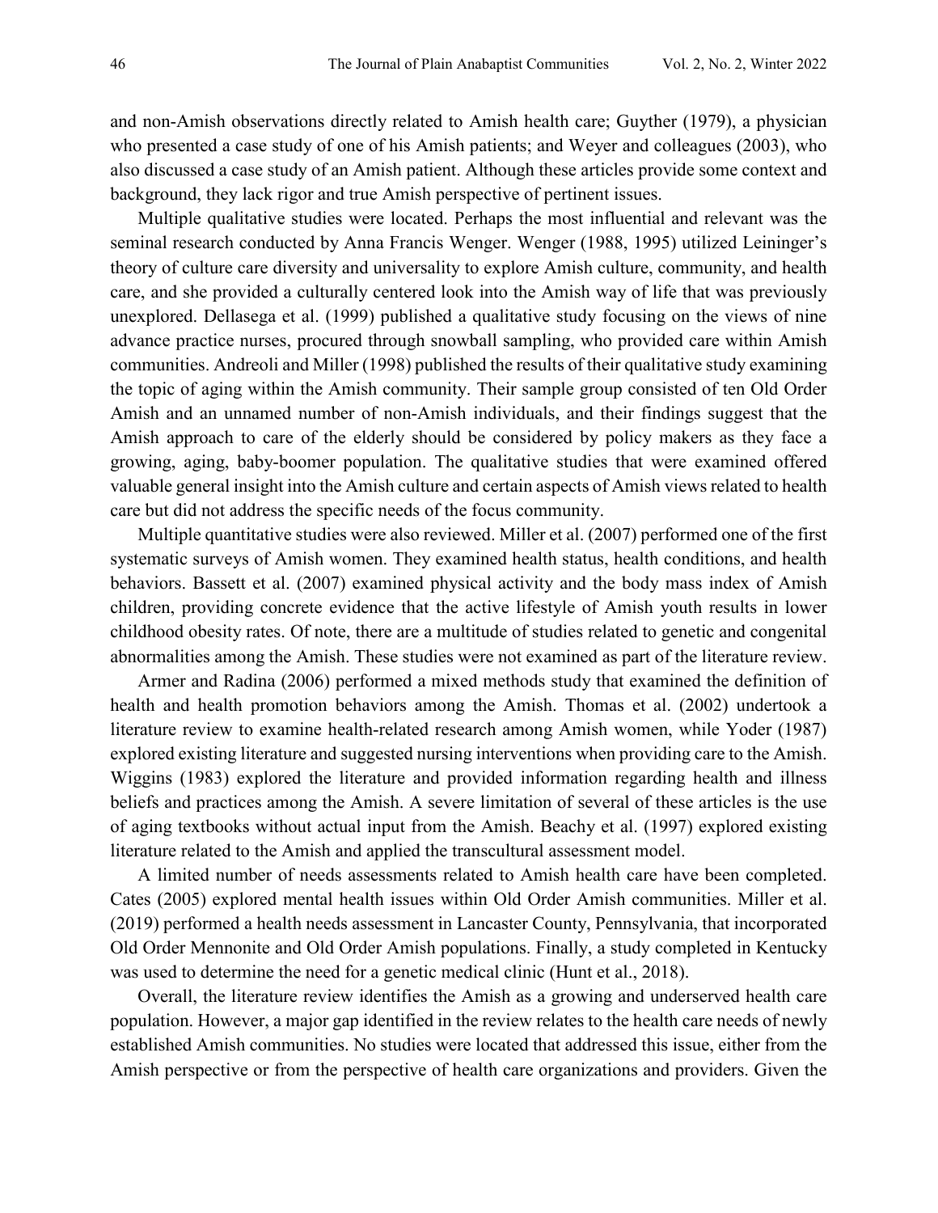and non-Amish observations directly related to Amish health care; Guyther (1979), a physician who presented a case study of one of his Amish patients; and Weyer and colleagues (2003), who also discussed a case study of an Amish patient. Although these articles provide some context and background, they lack rigor and true Amish perspective of pertinent issues.

Multiple qualitative studies were located. Perhaps the most influential and relevant was the seminal research conducted by Anna Francis Wenger. Wenger (1988, 1995) utilized Leininger's theory of culture care diversity and universality to explore Amish culture, community, and health care, and she provided a culturally centered look into the Amish way of life that was previously unexplored. Dellasega et al. (1999) published a qualitative study focusing on the views of nine advance practice nurses, procured through snowball sampling, who provided care within Amish communities. Andreoli and Miller (1998) published the results of their qualitative study examining the topic of aging within the Amish community. Their sample group consisted of ten Old Order Amish and an unnamed number of non-Amish individuals, and their findings suggest that the Amish approach to care of the elderly should be considered by policy makers as they face a growing, aging, baby-boomer population. The qualitative studies that were examined offered valuable general insight into the Amish culture and certain aspects of Amish views related to health care but did not address the specific needs of the focus community.

Multiple quantitative studies were also reviewed. Miller et al. (2007) performed one of the first systematic surveys of Amish women. They examined health status, health conditions, and health behaviors. Bassett et al. (2007) examined physical activity and the body mass index of Amish children, providing concrete evidence that the active lifestyle of Amish youth results in lower childhood obesity rates. Of note, there are a multitude of studies related to genetic and congenital abnormalities among the Amish. These studies were not examined as part of the literature review.

Armer and Radina (2006) performed a mixed methods study that examined the definition of health and health promotion behaviors among the Amish. Thomas et al. (2002) undertook a literature review to examine health-related research among Amish women, while Yoder (1987) explored existing literature and suggested nursing interventions when providing care to the Amish. Wiggins (1983) explored the literature and provided information regarding health and illness beliefs and practices among the Amish. A severe limitation of several of these articles is the use of aging textbooks without actual input from the Amish. Beachy et al. (1997) explored existing literature related to the Amish and applied the transcultural assessment model.

A limited number of needs assessments related to Amish health care have been completed. Cates (2005) explored mental health issues within Old Order Amish communities. Miller et al. (2019) performed a health needs assessment in Lancaster County, Pennsylvania, that incorporated Old Order Mennonite and Old Order Amish populations. Finally, a study completed in Kentucky was used to determine the need for a genetic medical clinic (Hunt et al., 2018).

Overall, the literature review identifies the Amish as a growing and underserved health care population. However, a major gap identified in the review relates to the health care needs of newly established Amish communities. No studies were located that addressed this issue, either from the Amish perspective or from the perspective of health care organizations and providers. Given the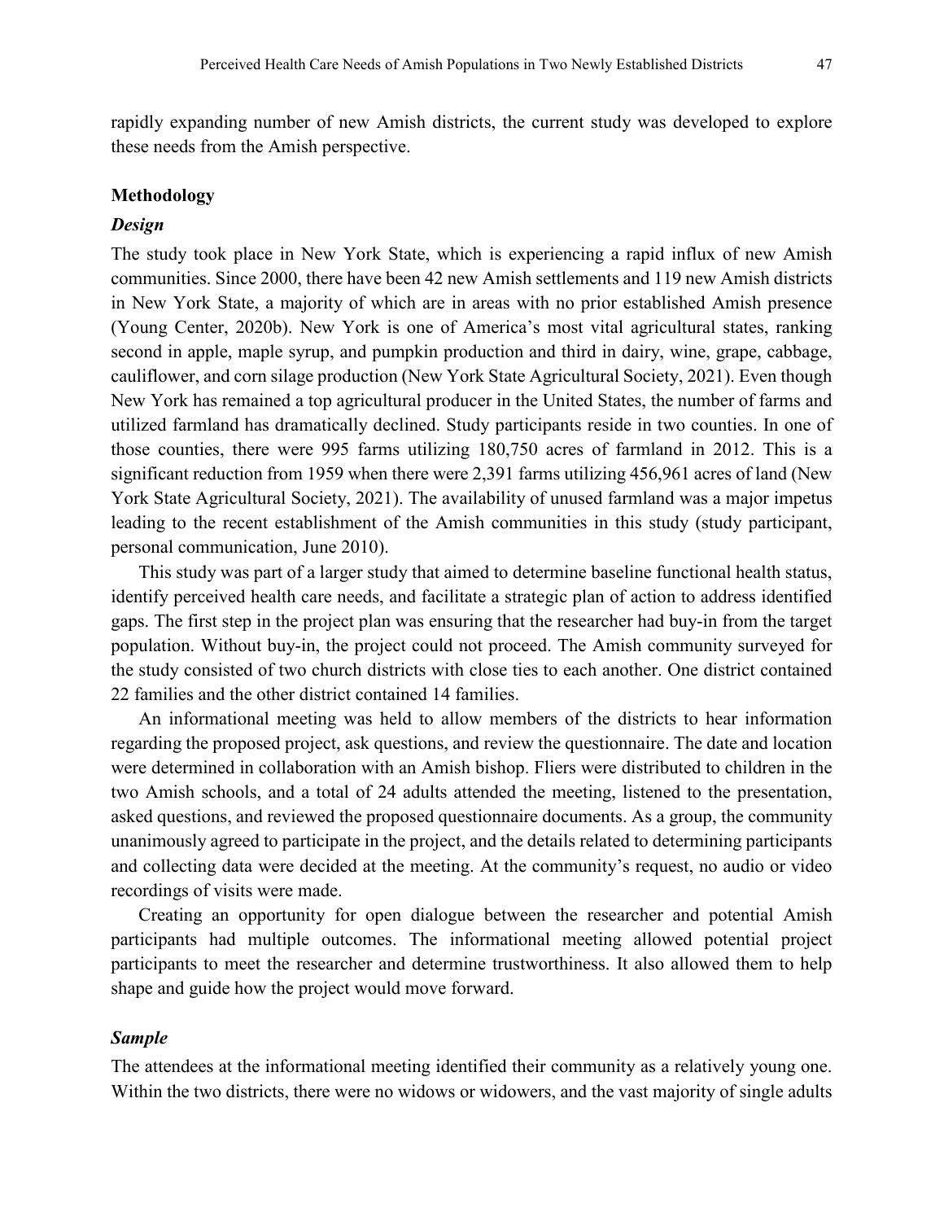rapidly expanding number of new Amish districts, the current study was developed to explore these needs from the Amish perspective.

## Methodology

### *Design*

The study took place in New York State, which is experiencing a rapid influx of new Amish communities. Since 2000, there have been 42 new Amish settlements and 119 new Amish districts in New York State, a majority of which are in areas with no prior established Amish presence (Young Center, 2020b). New York is one of America's most vital agricultural states, ranking second in apple, maple syrup, and pumpkin production and third in dairy, wine, grape, cabbage, cauliflower, and corn silage production (New York State Agricultural Society, 2021). Even though New York has remained a top agricultural producer in the United States, the number of farms and utilized farmland has dramatically declined. Study participants reside in two counties. In one of those counties, there were 995 farms utilizing 180,750 acres of farmland in 2012. This is a significant reduction from 1959 when there were 2,391 farms utilizing 456,961 acres of land (New York State Agricultural Society, 2021). The availability of unused farmland was a major impetus leading to the recent establishment of the Amish communities in this study (study participant, personal communication, June 2010).

This study was part of a larger study that aimed to determine baseline functional health status, identify perceived health care needs, and facilitate a strategic plan of action to address identified gaps. The first step in the project plan was ensuring that the researcher had buy-in from the target population. Without buy-in, the project could not proceed. The Amish community surveyed for the study consisted of two church districts with close ties to each other. One district contained 22 families and the other district contained 14 families.

An informational meeting was held to allow members of the districts to hear information regarding the proposed project, ask questions, and review the questionnaire. The date and location were determined in collaboration with an Amish bishop. Fliers were distributed to children in the two Amish schools, and a total of 24 adults attended the meeting, listened to the presentation, asked questions, and reviewed the proposed questionnaire documents. As a group, the community unanimously agreed to participate in the project, and the details related to determining participants and collecting data were decided at the meeting. At the community's request, no audio or video recordings of visits were made.

Creating an opportunity for open dialogue between the researcher and potential Amish participants had multiple outcomes. The informational meeting allowed potential project participants to meet the researcher and determine trustworthiness. It also allowed them to help shape and guide how the project would move forward.

### *Sample*

The attendees at the informational meeting identified their community as a relatively young one. Within the two districts, there were no widows or widowers, and the vast majority of single adults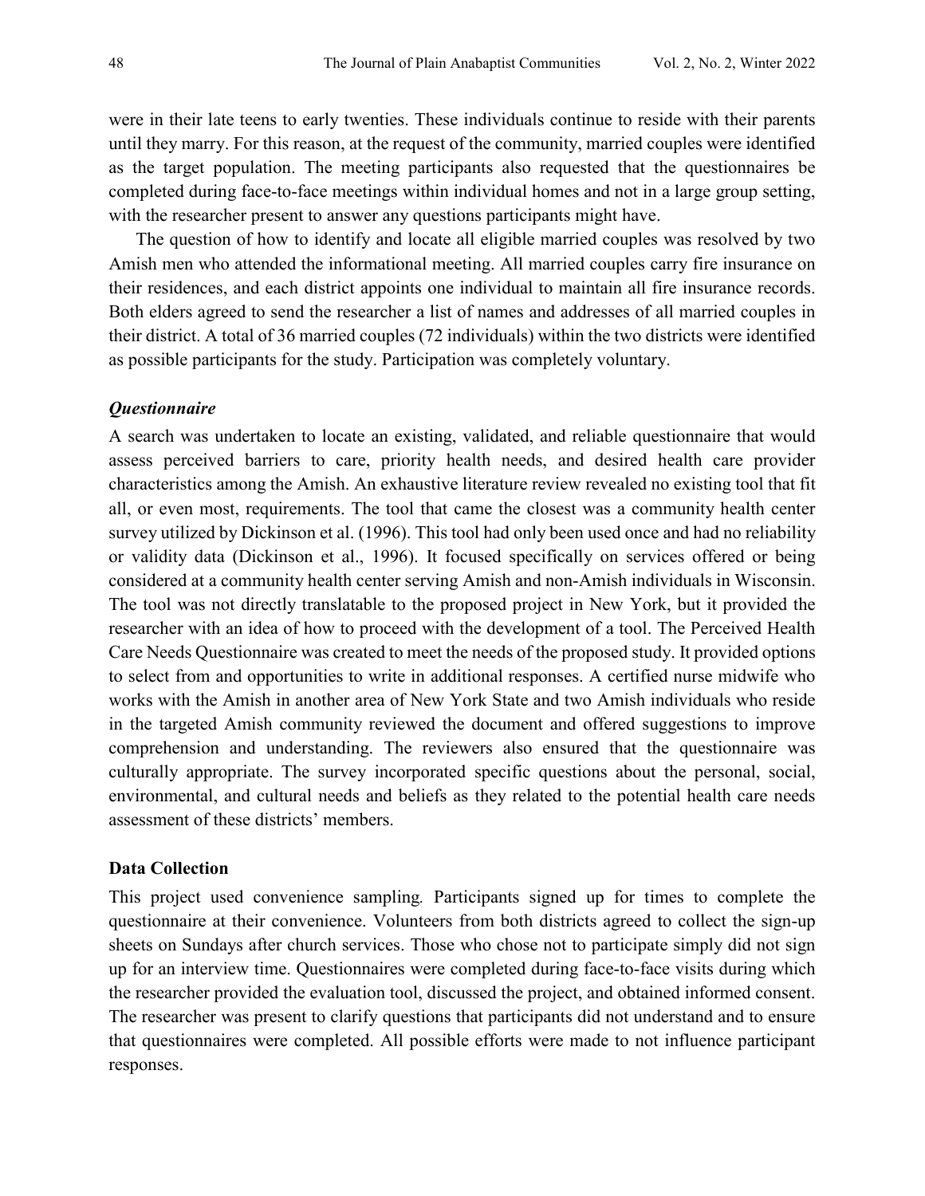were in their late teens to early twenties. These individuals continue to reside with their parents until they marry. For this reason, at the request of the community, married couples were identified as the target population. The meeting participants also requested that the questionnaires be completed during face-to-face meetings within individual homes and not in a large group setting, with the researcher present to answer any questions participants might have.

The question of how to identify and locate all eligible married couples was resolved by two Amish men who attended the informational meeting. All married couples carry fire insurance on their residences, and each district appoints one individual to maintain all fire insurance records. Both elders agreed to send the researcher a list of names and addresses of all married couples in their district. A total of 36 married couples (72 individuals) within the two districts were identified as possible participants for the study. Participation was completely voluntary.

### *Questionnaire*

A search was undertaken to locate an existing, validated, and reliable questionnaire that would assess perceived barriers to care, priority health needs, and desired health care provider characteristics among the Amish. An exhaustive literature review revealed no existing tool that fit all, or even most, requirements. The tool that came the closest was a community health center survey utilized by Dickinson et al. (1996). This tool had only been used once and had no reliability or validity data (Dickinson et al., 1996). It focused specifically on services offered or being considered at a community health center serving Amish and non-Amish individuals in Wisconsin. The tool was not directly translatable to the proposed project in New York, but it provided the researcher with an idea of how to proceed with the development of a tool. The Perceived Health Care Needs Questionnaire was created to meet the needs of the proposed study. It provided options to select from and opportunities to write in additional responses. A certified nurse midwife who works with the Amish in another area of New York State and two Amish individuals who reside in the targeted Amish community reviewed the document and offered suggestions to improve comprehension and understanding. The reviewers also ensured that the questionnaire was culturally appropriate. The survey incorporated specific questions about the personal, social, environmental, and cultural needs and beliefs as they related to the potential health care needs assessment of these districts' members.

## Data Collection

This project used convenience sampling*.* Participants signed up for times to complete the questionnaire at their convenience. Volunteers from both districts agreed to collect the sign-up sheets on Sundays after church services. Those who chose not to participate simply did not sign up for an interview time. Questionnaires were completed during face-to-face visits during which the researcher provided the evaluation tool, discussed the project, and obtained informed consent. The researcher was present to clarify questions that participants did not understand and to ensure that questionnaires were completed. All possible efforts were made to not influence participant responses.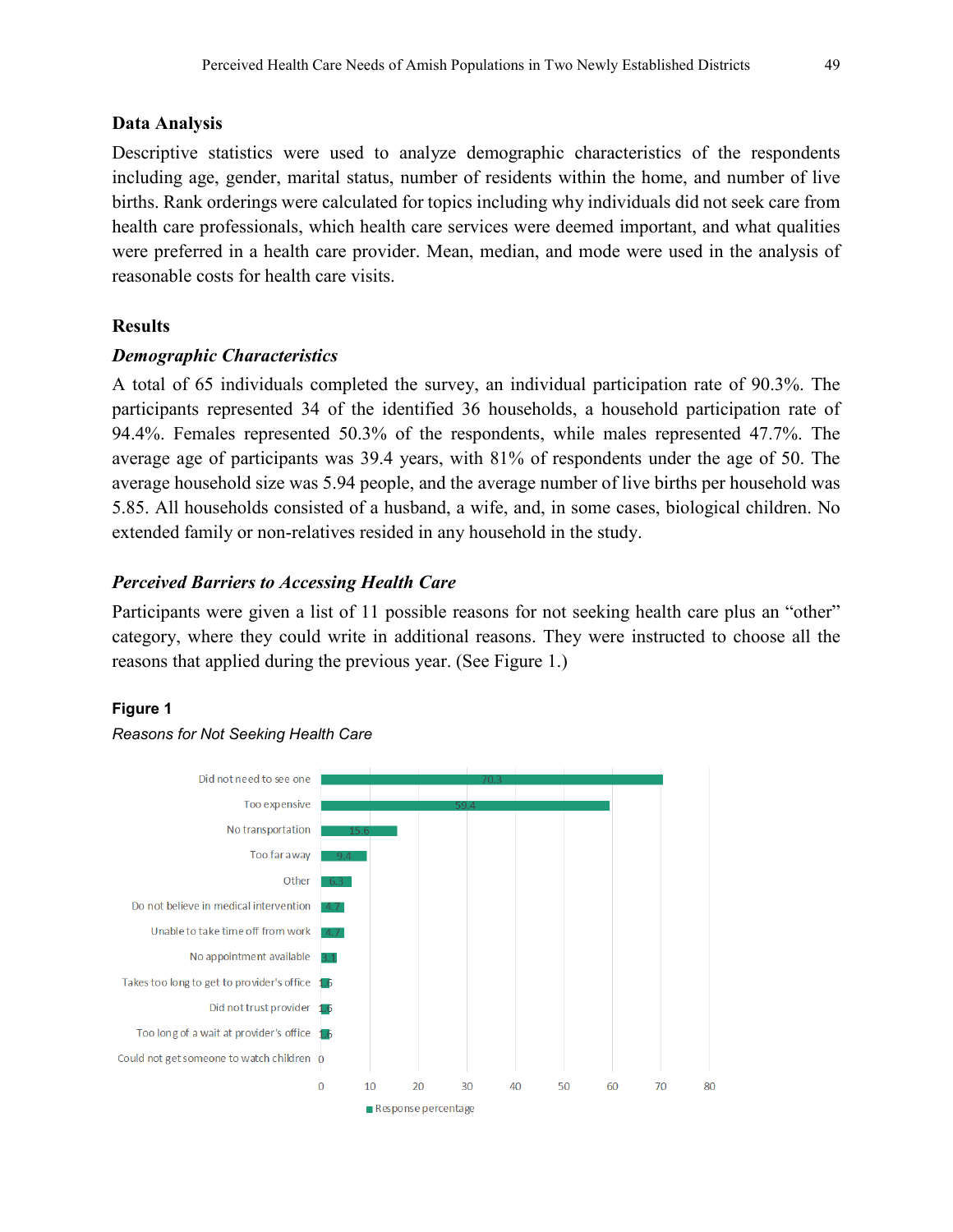## Data Analysis

Descriptive statistics were used to analyze demographic characteristics of the respondents including age, gender, marital status, number of residents within the home, and number of live births. Rank orderings were calculated for topics including why individuals did not seek care from health care professionals, which health care services were deemed important, and what qualities were preferred in a health care provider. Mean, median, and mode were used in the analysis of reasonable costs for health care visits.

## Results

### *Demographic Characteristics*

A total of 65 individuals completed the survey, an individual participation rate of 90.3%. The participants represented 34 of the identified 36 households, a household participation rate of 94.4%. Females represented 50.3% of the respondents, while males represented 47.7%. The average age of participants was 39.4 years, with 81% of respondents under the age of 50. The average household size was 5.94 people, and the average number of live births per household was 5.85. All households consisted of a husband, a wife, and, in some cases, biological children. No extended family or non-relatives resided in any household in the study.

### *Perceived Barriers to Accessing Health Care*

Participants were given a list of 11 possible reasons for not seeking health care plus an "other" category, where they could write in additional reasons. They were instructed to choose all the reasons that applied during the previous year. (See Figure 1.)

**Figure 1**

*Reasons for Not Seeking Health Care*

| Reason | Response percentage |
|---|---|
| Did not need to see one | 70.3 |
| Too expensive | 59.4 |
| No transportation | 15.6 |
| Too far away | 9.4 |
| Other | 6.3 |
| Do not believe in medical intervention | 4.7 |
| Unable to take time off from work | 4.7 |
| No appointment available | 3.1 |
| Takes too long to get to provider's office | 1.6 |
| Did not trust provider | 1.6 |
| Too long of a wait at provider's office | 1.6 |
| Could not get someone to watch children | 0 |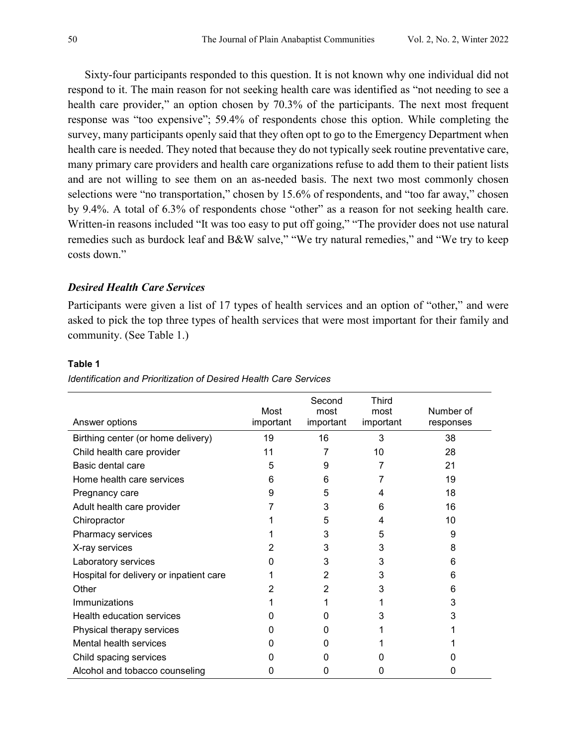Sixty-four participants responded to this question. It is not known why one individual did not respond to it. The main reason for not seeking health care was identified as "not needing to see a health care provider," an option chosen by 70.3% of the participants. The next most frequent response was "too expensive"; 59.4% of respondents chose this option. While completing the survey, many participants openly said that they often opt to go to the Emergency Department when health care is needed. They noted that because they do not typically seek routine preventative care, many primary care providers and health care organizations refuse to add them to their patient lists and are not willing to see them on an as-needed basis. The next two most commonly chosen selections were "no transportation," chosen by 15.6% of respondents, and "too far away," chosen by 9.4%. A total of 6.3% of respondents chose "other" as a reason for not seeking health care. Written-in reasons included "It was too easy to put off going," "The provider does not use natural remedies such as burdock leaf and B&W salve," "We try natural remedies," and "We try to keep costs down."

### *Desired Health Care Services*

Participants were given a list of 17 types of health services and an option of "other," and were asked to pick the top three types of health services that were most important for their family and community. (See Table 1.)

**Table 1**

*Identification and Prioritization of Desired Health Care Services*

| Answer options | Most important | Second most important | Third most important | Number of responses |
|---|---|---|---|---|
| Birthing center (or home delivery) | 19 | 16 | 3 | 38 |
| Child health care provider | 11 | 7 | 10 | 28 |
| Basic dental care | 5 | 9 | 7 | 21 |
| Home health care services | 6 | 6 | 7 | 19 |
| Pregnancy care | 9 | 5 | 4 | 18 |
| Adult health care provider | 7 | 3 | 6 | 16 |
| Chiropractor | 1 | 5 | 4 | 10 |
| Pharmacy services | 1 | 3 | 5 | 9 |
| X-ray services | 2 | 3 | 3 | 8 |
| Laboratory services | 0 | 3 | 3 | 6 |
| Hospital for delivery or inpatient care | 1 | 2 | 3 | 6 |
| Other | 2 | 2 | 3 | 6 |
| Immunizations | 1 | 1 | 1 | 3 |
| Health education services | 0 | 0 | 3 | 3 |
| Physical therapy services | 0 | 0 | 1 | 1 |
| Mental health services | 0 | 0 | 1 | 1 |
| Child spacing services | 0 | 0 | 0 | 0 |
| Alcohol and tobacco counseling | 0 | 0 | 0 | 0 |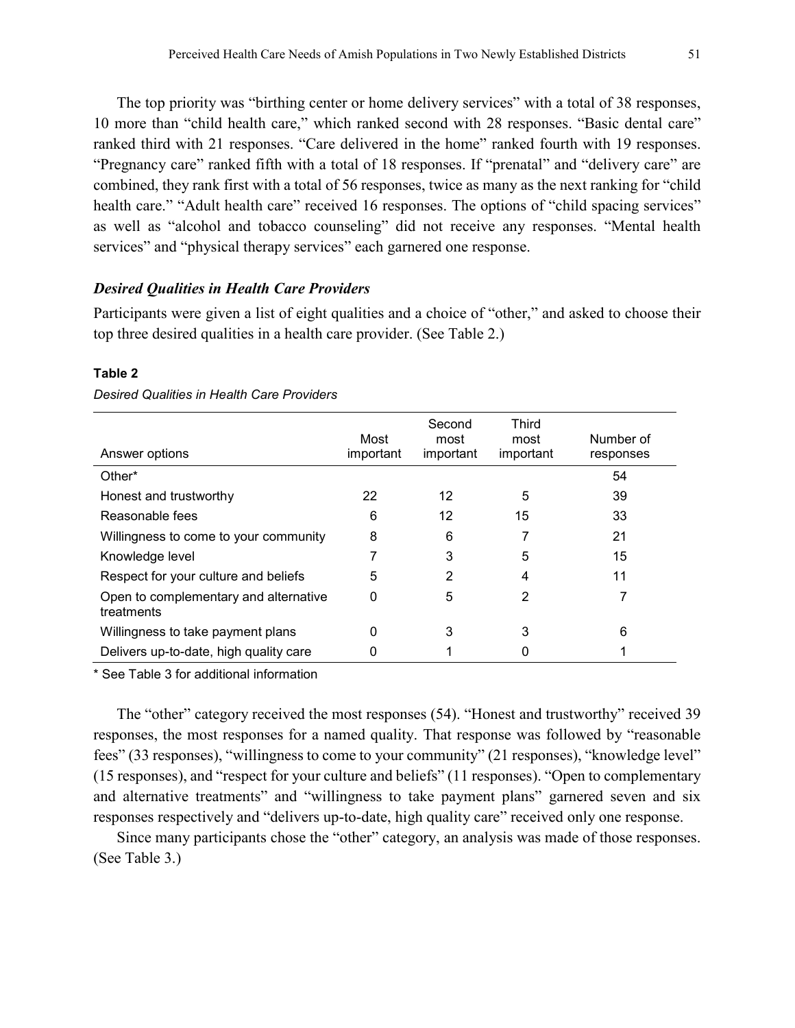The top priority was "birthing center or home delivery services" with a total of 38 responses, 10 more than "child health care," which ranked second with 28 responses. "Basic dental care" ranked third with 21 responses. "Care delivered in the home" ranked fourth with 19 responses. "Pregnancy care" ranked fifth with a total of 18 responses. If "prenatal" and "delivery care" are combined, they rank first with a total of 56 responses, twice as many as the next ranking for "child health care." "Adult health care" received 16 responses. The options of "child spacing services" as well as "alcohol and tobacco counseling" did not receive any responses. "Mental health services" and "physical therapy services" each garnered one response.

### *Desired Qualities in Health Care Providers*

Participants were given a list of eight qualities and a choice of "other," and asked to choose their top three desired qualities in a health care provider. (See Table 2.)

**Table 2**

*Desired Qualities in Health Care Providers*

| Answer options | Most important | Second most important | Third most important | Number of responses |
|---|---|---|---|---|
| Other* | | | | 54 |
| Honest and trustworthy | 22 | 12 | 5 | 39 |
| Reasonable fees | 6 | 12 | 15 | 33 |
| Willingness to come to your community | 8 | 6 | 7 | 21 |
| Knowledge level | 7 | 3 | 5 | 15 |
| Respect for your culture and beliefs | 5 | 2 | 4 | 11 |
| Open to complementary and alternative treatments | 0 | 5 | 2 | 7 |
| Willingness to take payment plans | 0 | 3 | 3 | 6 |
| Delivers up-to-date, high quality care | 0 | 1 | 0 | 1 |

\* See Table 3 for additional information

The "other" category received the most responses (54). "Honest and trustworthy" received 39 responses, the most responses for a named quality. That response was followed by "reasonable fees" (33 responses), "willingness to come to your community" (21 responses), "knowledge level" (15 responses), and "respect for your culture and beliefs" (11 responses). "Open to complementary and alternative treatments" and "willingness to take payment plans" garnered seven and six responses respectively and "delivers up-to-date, high quality care" received only one response.

Since many participants chose the "other" category, an analysis was made of those responses. (See Table 3.)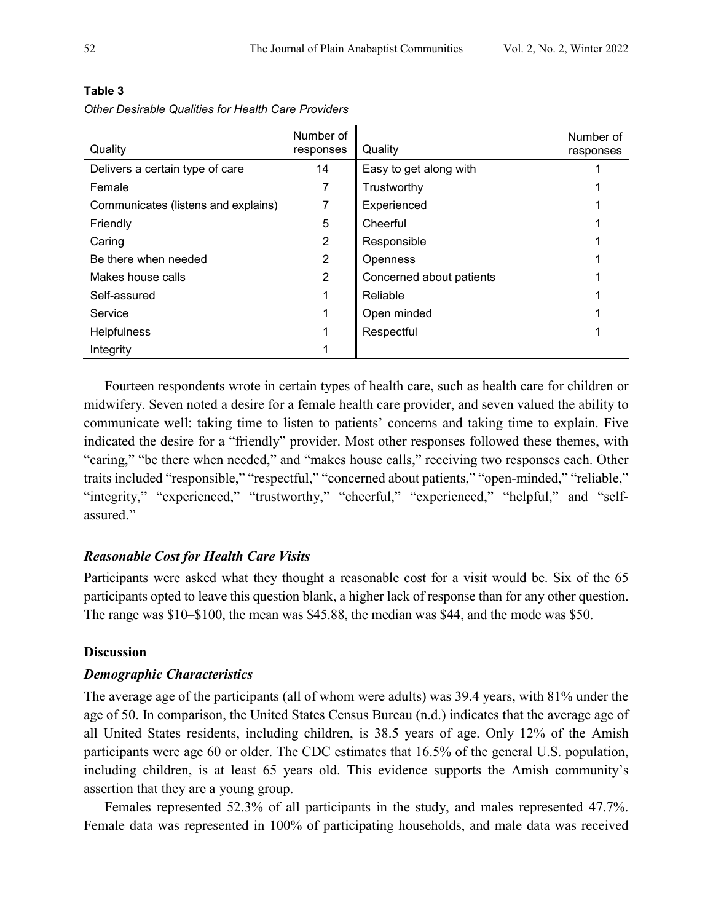**Table 3**

*Other Desirable Qualities for Health Care Providers*

| Quality | Number of responses | Quality | Number of responses |
|---|---|---|---|
| Delivers a certain type of care | 14 | Easy to get along with | 1 |
| Female | 7 | Trustworthy | 1 |
| Communicates (listens and explains) | 7 | Experienced | 1 |
| Friendly | 5 | Cheerful | 1 |
| Caring | 2 | Responsible | 1 |
| Be there when needed | 2 | Openness | 1 |
| Makes house calls | 2 | Concerned about patients | 1 |
| Self-assured | 1 | Reliable | 1 |
| Service | 1 | Open minded | 1 |
| Helpfulness | 1 | Respectful | 1 |
| Integrity | 1 | | |

Fourteen respondents wrote in certain types of health care, such as health care for children or midwifery. Seven noted a desire for a female health care provider, and seven valued the ability to communicate well: taking time to listen to patients' concerns and taking time to explain. Five indicated the desire for a "friendly" provider. Most other responses followed these themes, with "caring," "be there when needed," and "makes house calls," receiving two responses each. Other traits included "responsible," "respectful," "concerned about patients," "open-minded," "reliable," "integrity," "experienced," "trustworthy," "cheerful," "experienced," "helpful," and "self-assured."

### *Reasonable Cost for Health Care Visits*

Participants were asked what they thought a reasonable cost for a visit would be. Six of the 65 participants opted to leave this question blank, a higher lack of response than for any other question. The range was \$10–\$100, the mean was \$45.88, the median was \$44, and the mode was \$50.

## Discussion

### *Demographic Characteristics*

The average age of the participants (all of whom were adults) was 39.4 years, with 81% under the age of 50. In comparison, the United States Census Bureau (n.d.) indicates that the average age of all United States residents, including children, is 38.5 years of age. Only 12% of the Amish participants were age 60 or older. The CDC estimates that 16.5% of the general U.S. population, including children, is at least 65 years old. This evidence supports the Amish community's assertion that they are a young group.

Females represented 52.3% of all participants in the study, and males represented 47.7%. Female data was represented in 100% of participating households, and male data was received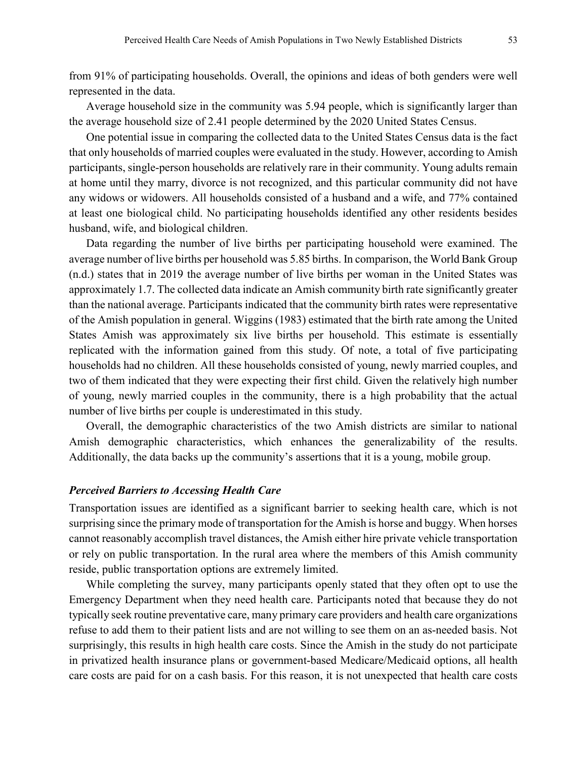from 91% of participating households. Overall, the opinions and ideas of both genders were well represented in the data.

Average household size in the community was 5.94 people, which is significantly larger than the average household size of 2.41 people determined by the 2020 United States Census.

One potential issue in comparing the collected data to the United States Census data is the fact that only households of married couples were evaluated in the study. However, according to Amish participants, single-person households are relatively rare in their community. Young adults remain at home until they marry, divorce is not recognized, and this particular community did not have any widows or widowers. All households consisted of a husband and a wife, and 77% contained at least one biological child. No participating households identified any other residents besides husband, wife, and biological children.

Data regarding the number of live births per participating household were examined. The average number of live births per household was 5.85 births. In comparison, the World Bank Group (n.d.) states that in 2019 the average number of live births per woman in the United States was approximately 1.7. The collected data indicate an Amish community birth rate significantly greater than the national average. Participants indicated that the community birth rates were representative of the Amish population in general. Wiggins (1983) estimated that the birth rate among the United States Amish was approximately six live births per household. This estimate is essentially replicated with the information gained from this study. Of note, a total of five participating households had no children. All these households consisted of young, newly married couples, and two of them indicated that they were expecting their first child. Given the relatively high number of young, newly married couples in the community, there is a high probability that the actual number of live births per couple is underestimated in this study.

Overall, the demographic characteristics of the two Amish districts are similar to national Amish demographic characteristics, which enhances the generalizability of the results. Additionally, the data backs up the community's assertions that it is a young, mobile group.

### *Perceived Barriers to Accessing Health Care*

Transportation issues are identified as a significant barrier to seeking health care, which is not surprising since the primary mode of transportation for the Amish is horse and buggy. When horses cannot reasonably accomplish travel distances, the Amish either hire private vehicle transportation or rely on public transportation. In the rural area where the members of this Amish community reside, public transportation options are extremely limited.

While completing the survey, many participants openly stated that they often opt to use the Emergency Department when they need health care. Participants noted that because they do not typically seek routine preventative care, many primary care providers and health care organizations refuse to add them to their patient lists and are not willing to see them on an as-needed basis. Not surprisingly, this results in high health care costs. Since the Amish in the study do not participate in privatized health insurance plans or government-based Medicare/Medicaid options, all health care costs are paid for on a cash basis. For this reason, it is not unexpected that health care costs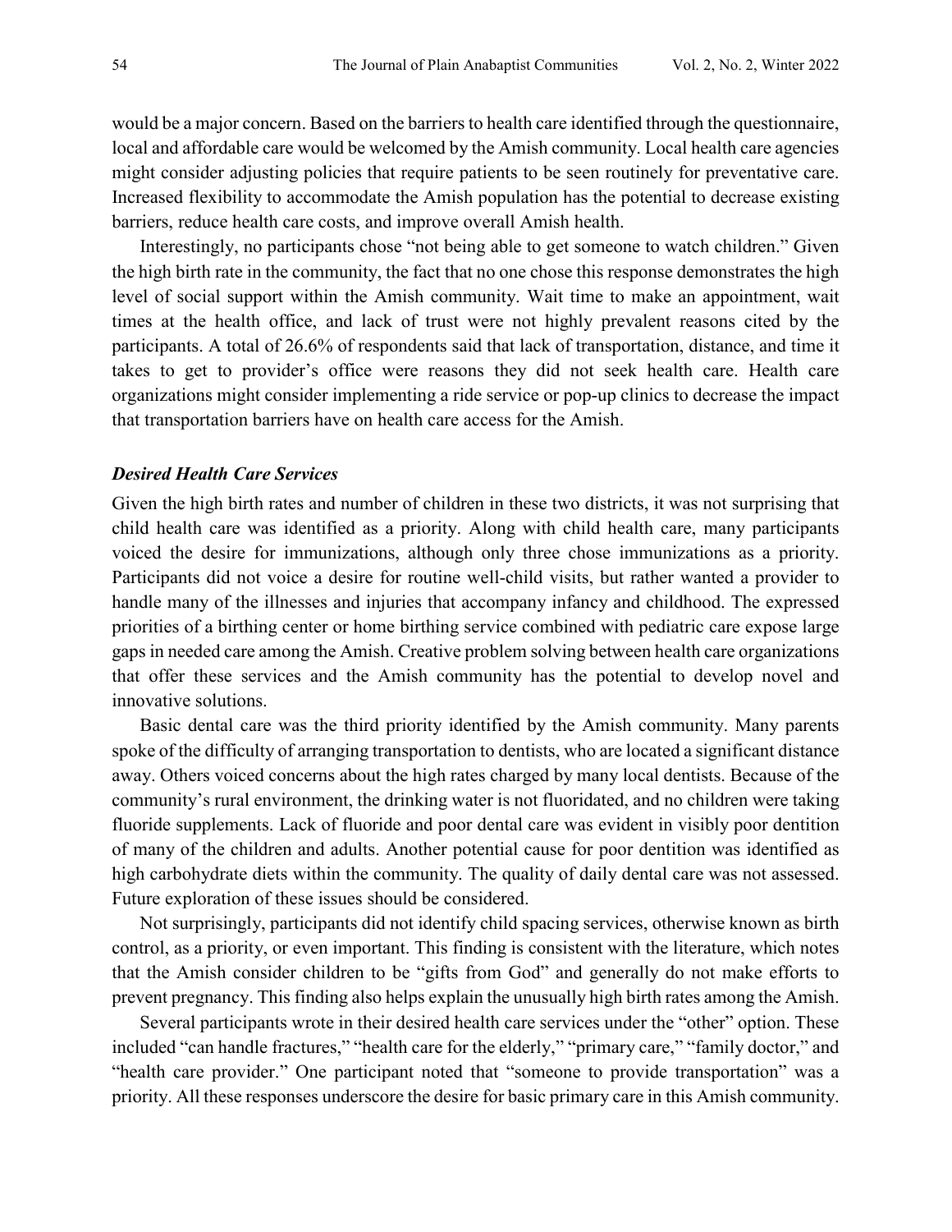would be a major concern. Based on the barriers to health care identified through the questionnaire, local and affordable care would be welcomed by the Amish community. Local health care agencies might consider adjusting policies that require patients to be seen routinely for preventative care. Increased flexibility to accommodate the Amish population has the potential to decrease existing barriers, reduce health care costs, and improve overall Amish health.

Interestingly, no participants chose "not being able to get someone to watch children." Given the high birth rate in the community, the fact that no one chose this response demonstrates the high level of social support within the Amish community. Wait time to make an appointment, wait times at the health office, and lack of trust were not highly prevalent reasons cited by the participants. A total of 26.6% of respondents said that lack of transportation, distance, and time it takes to get to provider's office were reasons they did not seek health care. Health care organizations might consider implementing a ride service or pop-up clinics to decrease the impact that transportation barriers have on health care access for the Amish.

### *Desired Health Care Services*

Given the high birth rates and number of children in these two districts, it was not surprising that child health care was identified as a priority. Along with child health care, many participants voiced the desire for immunizations, although only three chose immunizations as a priority. Participants did not voice a desire for routine well-child visits, but rather wanted a provider to handle many of the illnesses and injuries that accompany infancy and childhood. The expressed priorities of a birthing center or home birthing service combined with pediatric care expose large gaps in needed care among the Amish. Creative problem solving between health care organizations that offer these services and the Amish community has the potential to develop novel and innovative solutions.

Basic dental care was the third priority identified by the Amish community. Many parents spoke of the difficulty of arranging transportation to dentists, who are located a significant distance away. Others voiced concerns about the high rates charged by many local dentists. Because of the community's rural environment, the drinking water is not fluoridated, and no children were taking fluoride supplements. Lack of fluoride and poor dental care was evident in visibly poor dentition of many of the children and adults. Another potential cause for poor dentition was identified as high carbohydrate diets within the community. The quality of daily dental care was not assessed. Future exploration of these issues should be considered.

Not surprisingly, participants did not identify child spacing services, otherwise known as birth control, as a priority, or even important. This finding is consistent with the literature, which notes that the Amish consider children to be "gifts from God" and generally do not make efforts to prevent pregnancy. This finding also helps explain the unusually high birth rates among the Amish.

Several participants wrote in their desired health care services under the "other" option. These included "can handle fractures," "health care for the elderly," "primary care," "family doctor," and "health care provider." One participant noted that "someone to provide transportation" was a priority. All these responses underscore the desire for basic primary care in this Amish community.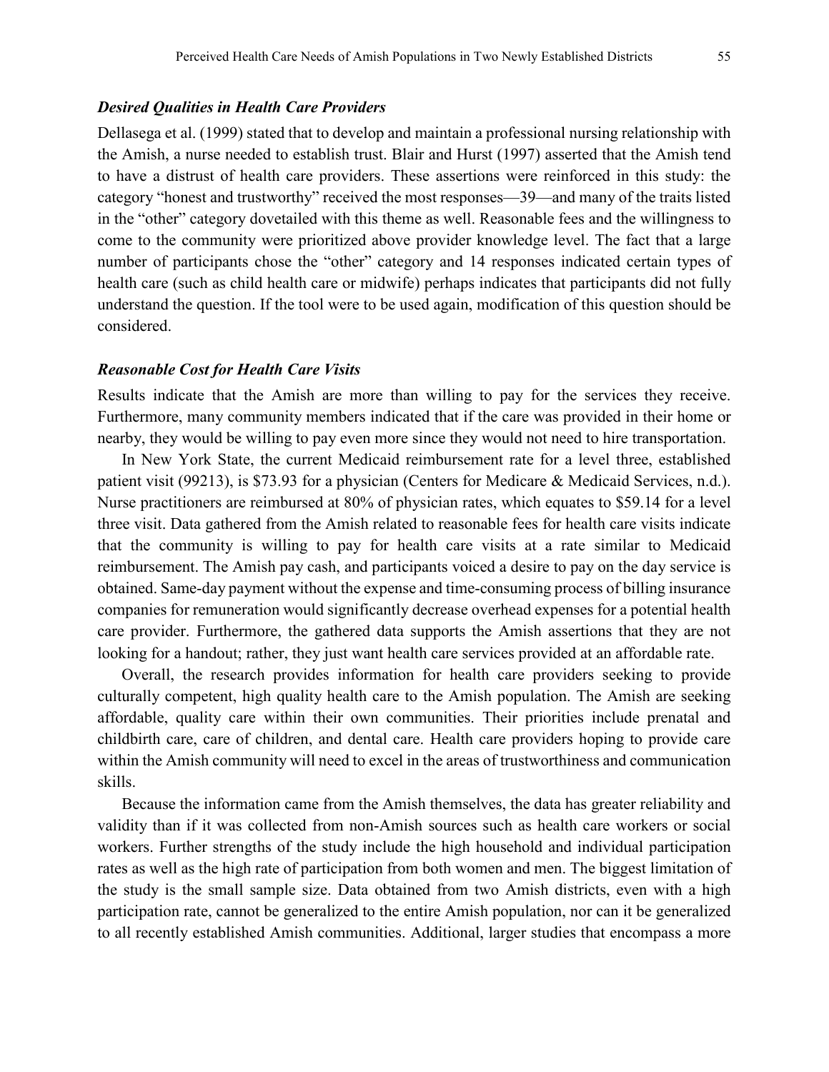### *Desired Qualities in Health Care Providers*

Dellasega et al. (1999) stated that to develop and maintain a professional nursing relationship with the Amish, a nurse needed to establish trust. Blair and Hurst (1997) asserted that the Amish tend to have a distrust of health care providers. These assertions were reinforced in this study: the category "honest and trustworthy" received the most responses—39—and many of the traits listed in the "other" category dovetailed with this theme as well. Reasonable fees and the willingness to come to the community were prioritized above provider knowledge level. The fact that a large number of participants chose the "other" category and 14 responses indicated certain types of health care (such as child health care or midwife) perhaps indicates that participants did not fully understand the question. If the tool were to be used again, modification of this question should be considered.

### *Reasonable Cost for Health Care Visits*

Results indicate that the Amish are more than willing to pay for the services they receive. Furthermore, many community members indicated that if the care was provided in their home or nearby, they would be willing to pay even more since they would not need to hire transportation.

In New York State, the current Medicaid reimbursement rate for a level three, established patient visit (99213), is $73.93 for a physician (Centers for Medicare & Medicaid Services, n.d.). Nurse practitioners are reimbursed at 80% of physician rates, which equates to $59.14 for a level three visit. Data gathered from the Amish related to reasonable fees for health care visits indicate that the community is willing to pay for health care visits at a rate similar to Medicaid reimbursement. The Amish pay cash, and participants voiced a desire to pay on the day service is obtained. Same-day payment without the expense and time-consuming process of billing insurance companies for remuneration would significantly decrease overhead expenses for a potential health care provider. Furthermore, the gathered data supports the Amish assertions that they are not looking for a handout; rather, they just want health care services provided at an affordable rate.

Overall, the research provides information for health care providers seeking to provide culturally competent, high quality health care to the Amish population. The Amish are seeking affordable, quality care within their own communities. Their priorities include prenatal and childbirth care, care of children, and dental care. Health care providers hoping to provide care within the Amish community will need to excel in the areas of trustworthiness and communication skills.

Because the information came from the Amish themselves, the data has greater reliability and validity than if it was collected from non-Amish sources such as health care workers or social workers. Further strengths of the study include the high household and individual participation rates as well as the high rate of participation from both women and men. The biggest limitation of the study is the small sample size. Data obtained from two Amish districts, even with a high participation rate, cannot be generalized to the entire Amish population, nor can it be generalized to all recently established Amish communities. Additional, larger studies that encompass a more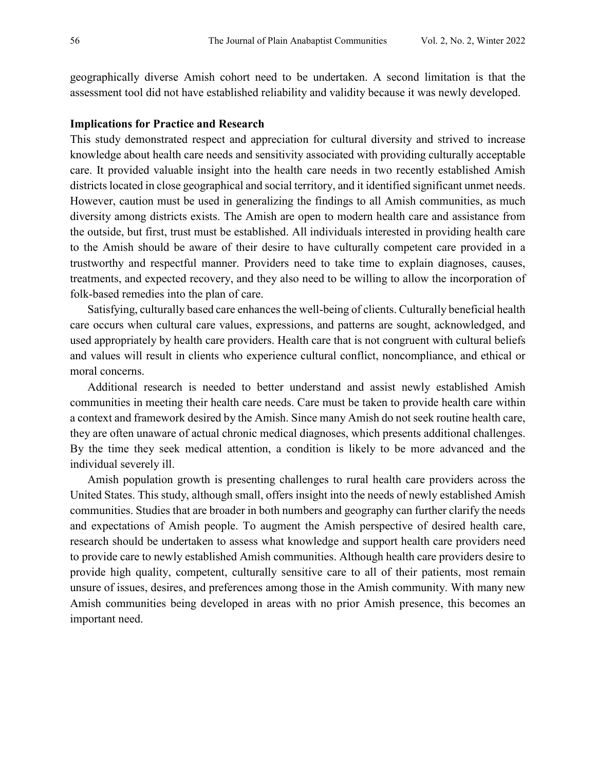geographically diverse Amish cohort need to be undertaken. A second limitation is that the assessment tool did not have established reliability and validity because it was newly developed.

**Implications for Practice and Research**

This study demonstrated respect and appreciation for cultural diversity and strived to increase knowledge about health care needs and sensitivity associated with providing culturally acceptable care. It provided valuable insight into the health care needs in two recently established Amish districts located in close geographical and social territory, and it identified significant unmet needs. However, caution must be used in generalizing the findings to all Amish communities, as much diversity among districts exists. The Amish are open to modern health care and assistance from the outside, but first, trust must be established. All individuals interested in providing health care to the Amish should be aware of their desire to have culturally competent care provided in a trustworthy and respectful manner. Providers need to take time to explain diagnoses, causes, treatments, and expected recovery, and they also need to be willing to allow the incorporation of folk-based remedies into the plan of care.

Satisfying, culturally based care enhances the well-being of clients. Culturally beneficial health care occurs when cultural care values, expressions, and patterns are sought, acknowledged, and used appropriately by health care providers. Health care that is not congruent with cultural beliefs and values will result in clients who experience cultural conflict, noncompliance, and ethical or moral concerns.

Additional research is needed to better understand and assist newly established Amish communities in meeting their health care needs. Care must be taken to provide health care within a context and framework desired by the Amish. Since many Amish do not seek routine health care, they are often unaware of actual chronic medical diagnoses, which presents additional challenges. By the time they seek medical attention, a condition is likely to be more advanced and the individual severely ill.

Amish population growth is presenting challenges to rural health care providers across the United States. This study, although small, offers insight into the needs of newly established Amish communities. Studies that are broader in both numbers and geography can further clarify the needs and expectations of Amish people. To augment the Amish perspective of desired health care, research should be undertaken to assess what knowledge and support health care providers need to provide care to newly established Amish communities. Although health care providers desire to provide high quality, competent, culturally sensitive care to all of their patients, most remain unsure of issues, desires, and preferences among those in the Amish community. With many new Amish communities being developed in areas with no prior Amish presence, this becomes an important need.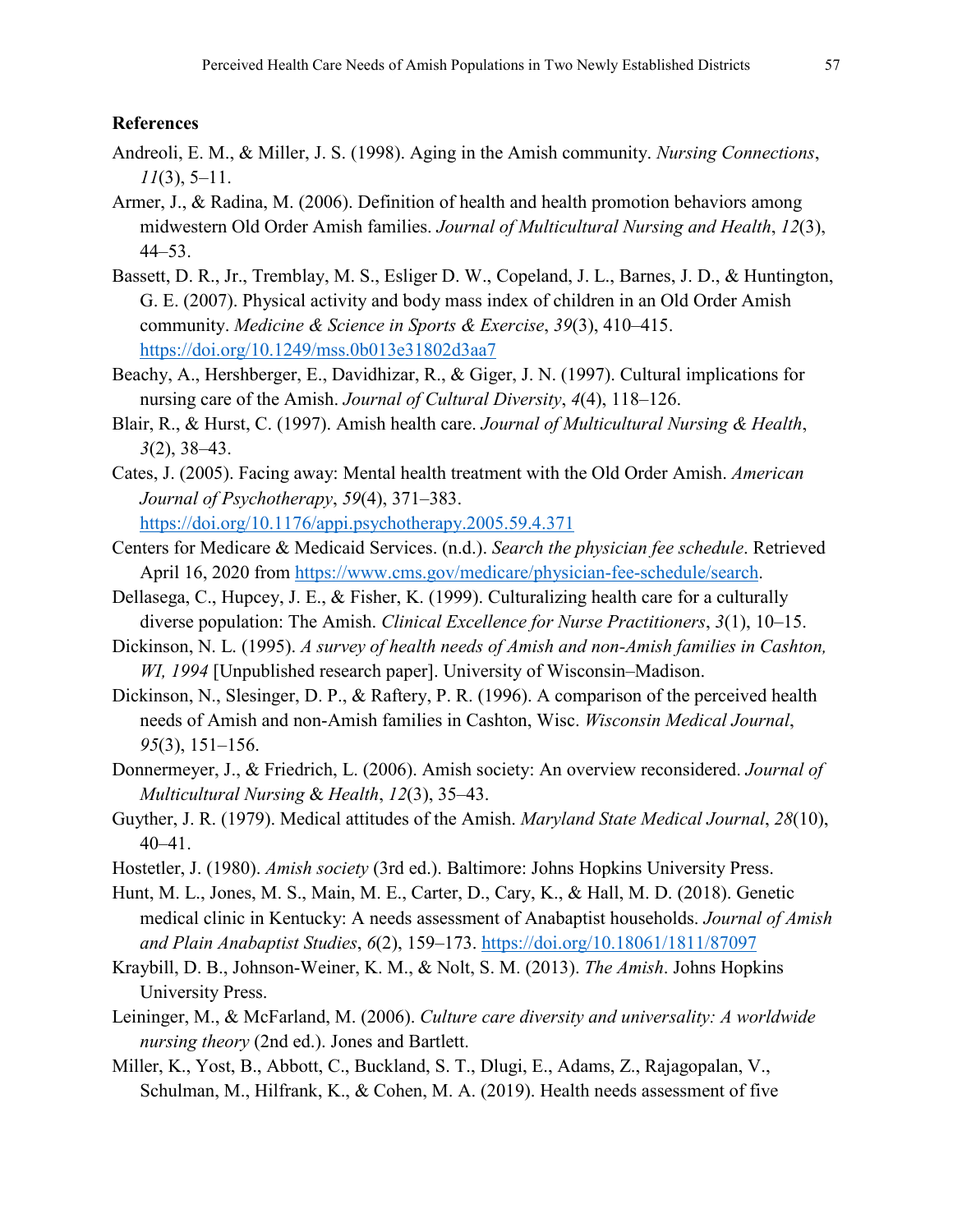## References

Andreoli, E. M., & Miller, J. S. (1998). Aging in the Amish community. *Nursing Connections*, *11*(3), 5–11.

Armer, J., & Radina, M. (2006). Definition of health and health promotion behaviors among midwestern Old Order Amish families. *Journal of Multicultural Nursing and Health*, *12*(3), 44–53.

Bassett, D. R., Jr., Tremblay, M. S., Esliger D. W., Copeland, J. L., Barnes, J. D., & Huntington, G. E. (2007). Physical activity and body mass index of children in an Old Order Amish community. *Medicine & Science in Sports & Exercise*, *39*(3), 410–415. https://doi.org/10.1249/mss.0b013e31802d3aa7

Beachy, A., Hershberger, E., Davidhizar, R., & Giger, J. N. (1997). Cultural implications for nursing care of the Amish. *Journal of Cultural Diversity*, *4*(4), 118–126.

Blair, R., & Hurst, C. (1997). Amish health care. *Journal of Multicultural Nursing & Health*, *3*(2), 38–43.

Cates, J. (2005). Facing away: Mental health treatment with the Old Order Amish. *American Journal of Psychotherapy*, *59*(4), 371–383. https://doi.org/10.1176/appi.psychotherapy.2005.59.4.371

Centers for Medicare & Medicaid Services. (n.d.). *Search the physician fee schedule*. Retrieved April 16, 2020 from https://www.cms.gov/medicare/physician-fee-schedule/search.

Dellasega, C., Hupcey, J. E., & Fisher, K. (1999). Culturalizing health care for a culturally diverse population: The Amish. *Clinical Excellence for Nurse Practitioners*, *3*(1), 10–15.

Dickinson, N. L. (1995). *A survey of health needs of Amish and non-Amish families in Cashton, WI, 1994* [Unpublished research paper]. University of Wisconsin–Madison.

Dickinson, N., Slesinger, D. P., & Raftery, P. R. (1996). A comparison of the perceived health needs of Amish and non-Amish families in Cashton, Wisc. *Wisconsin Medical Journal*, *95*(3), 151–156.

Donnermeyer, J., & Friedrich, L. (2006). Amish society: An overview reconsidered. *Journal of Multicultural Nursing & Health*, *12*(3), 35–43.

Guyther, J. R. (1979). Medical attitudes of the Amish. *Maryland State Medical Journal*, *28*(10), 40–41.

Hostetler, J. (1980). *Amish society* (3rd ed.). Baltimore: Johns Hopkins University Press.

Hunt, M. L., Jones, M. S., Main, M. E., Carter, D., Cary, K., & Hall, M. D. (2018). Genetic medical clinic in Kentucky: A needs assessment of Anabaptist households. *Journal of Amish and Plain Anabaptist Studies*, *6*(2), 159–173. https://doi.org/10.18061/1811/87097

Kraybill, D. B., Johnson-Weiner, K. M., & Nolt, S. M. (2013). *The Amish*. Johns Hopkins University Press.

Leininger, M., & McFarland, M. (2006). *Culture care diversity and universality: A worldwide nursing theory* (2nd ed.). Jones and Bartlett.

Miller, K., Yost, B., Abbott, C., Buckland, S. T., Dlugi, E., Adams, Z., Rajagopalan, V., Schulman, M., Hilfrank, K., & Cohen, M. A. (2019). Health needs assessment of five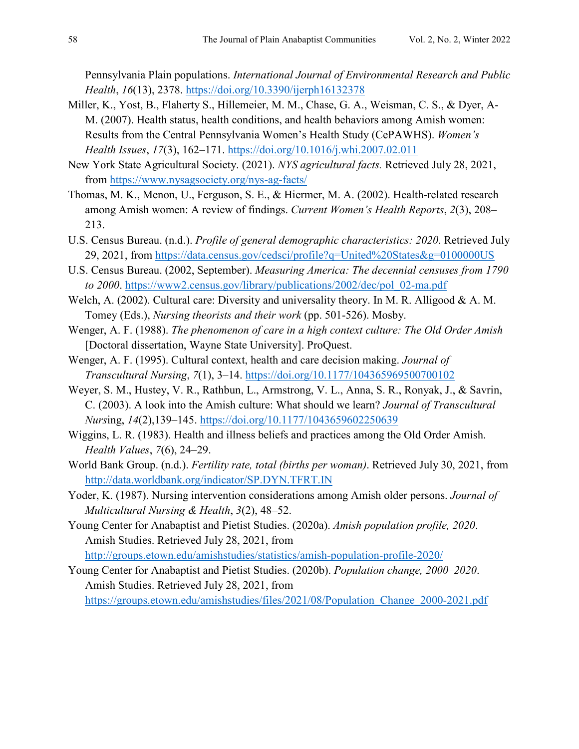Pennsylvania Plain populations. *International Journal of Environmental Research and Public Health*, *16*(13), 2378. https://doi.org/10.3390/ijerph16132378

Miller, K., Yost, B., Flaherty S., Hillemeier, M. M., Chase, G. A., Weisman, C. S., & Dyer, A-M. (2007). Health status, health conditions, and health behaviors among Amish women: Results from the Central Pennsylvania Women's Health Study (CePAWHS). *Women's Health Issues*, *17*(3), 162–171. https://doi.org/10.1016/j.whi.2007.02.011

New York State Agricultural Society. (2021). *NYS agricultural facts.* Retrieved July 28, 2021, from https://www.nysagsociety.org/nys-ag-facts/

Thomas, M. K., Menon, U., Ferguson, S. E., & Hiermer, M. A. (2002). Health-related research among Amish women: A review of findings. *Current Women's Health Reports*, *2*(3), 208–213.

U.S. Census Bureau. (n.d.). *Profile of general demographic characteristics: 2020*. Retrieved July 29, 2021, from https://data.census.gov/cedsci/profile?q=United%20States&g=0100000US

U.S. Census Bureau. (2002, September). *Measuring America: The decennial censuses from 1790 to 2000*. https://www2.census.gov/library/publications/2002/dec/pol_02-ma.pdf

Welch, A. (2002). Cultural care: Diversity and universality theory. In M. R. Alligood & A. M. Tomey (Eds.), *Nursing theorists and their work* (pp. 501-526). Mosby.

Wenger, A. F. (1988). *The phenomenon of care in a high context culture: The Old Order Amish* [Doctoral dissertation, Wayne State University]. ProQuest.

Wenger, A. F. (1995). Cultural context, health and care decision making. *Journal of Transcultural Nursing*, *7*(1), 3–14. https://doi.org/10.1177/104365969500700102

Weyer, S. M., Hustey, V. R., Rathbun, L., Armstrong, V. L., Anna, S. R., Ronyak, J., & Savrin, C. (2003). A look into the Amish culture: What should we learn? *Journal of Transcultural Nurs*ing, *14*(2),139–145. https://doi.org/10.1177/1043659602250639

Wiggins, L. R. (1983). Health and illness beliefs and practices among the Old Order Amish. *Health Values*, *7*(6), 24–29.

World Bank Group. (n.d.). *Fertility rate, total (births per woman)*. Retrieved July 30, 2021, from http://data.worldbank.org/indicator/SP.DYN.TFRT.IN

Yoder, K. (1987). Nursing intervention considerations among Amish older persons. *Journal of Multicultural Nursing & Health*, *3*(2), 48–52.

Young Center for Anabaptist and Pietist Studies. (2020a). *Amish population profile, 2020*. Amish Studies. Retrieved July 28, 2021, from http://groups.etown.edu/amishstudies/statistics/amish-population-profile-2020/

Young Center for Anabaptist and Pietist Studies. (2020b). *Population change, 2000–2020*. Amish Studies. Retrieved July 28, 2021, from https://groups.etown.edu/amishstudies/files/2021/08/Population_Change_2000-2021.pdf